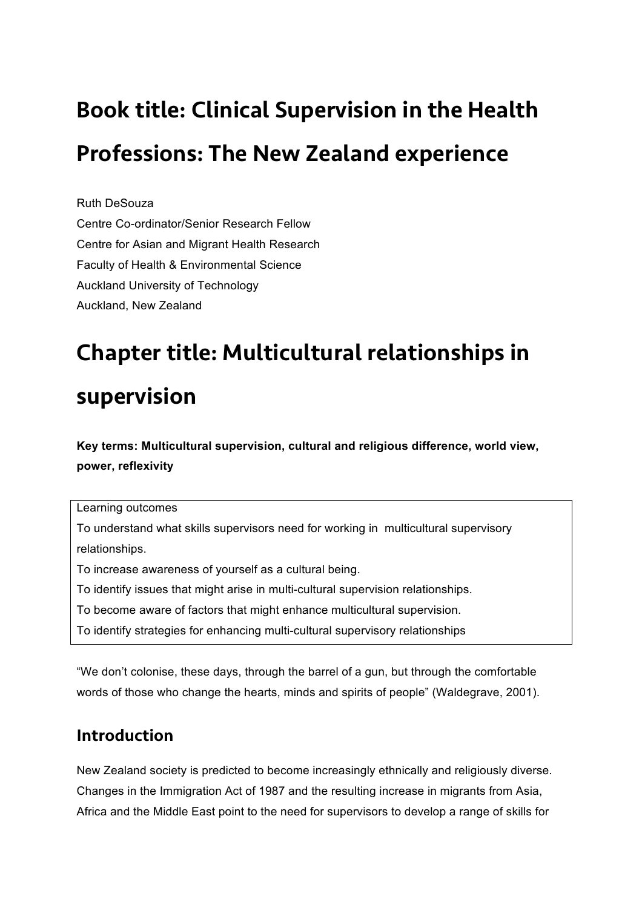# Book title: Clinical Supervision in the Health Professions: The New Zealand experience

Ruth DeSouza
Centre Co-ordinator/Senior Research Fellow
Centre for Asian and Migrant Health Research
Faculty of Health & Environmental Science
Auckland University of Technology
Auckland, New Zealand

# Chapter title: Multicultural relationships in supervision

**Key terms: Multicultural supervision, cultural and religious difference, world view, power, reflexivity**

| Learning outcomes |
|---|
| To understand what skills supervisors need for working in multicultural supervisory relationships. |
| To increase awareness of yourself as a cultural being. |
| To identify issues that might arise in multi-cultural supervision relationships. |
| To become aware of factors that might enhance multicultural supervision. |
| To identify strategies for enhancing multi-cultural supervisory relationships |

"We don't colonise, these days, through the barrel of a gun, but through the comfortable words of those who change the hearts, minds and spirits of people" (Waldegrave, 2001).

## Introduction

New Zealand society is predicted to become increasingly ethnically and religiously diverse. Changes in the Immigration Act of 1987 and the resulting increase in migrants from Asia, Africa and the Middle East point to the need for supervisors to develop a range of skills for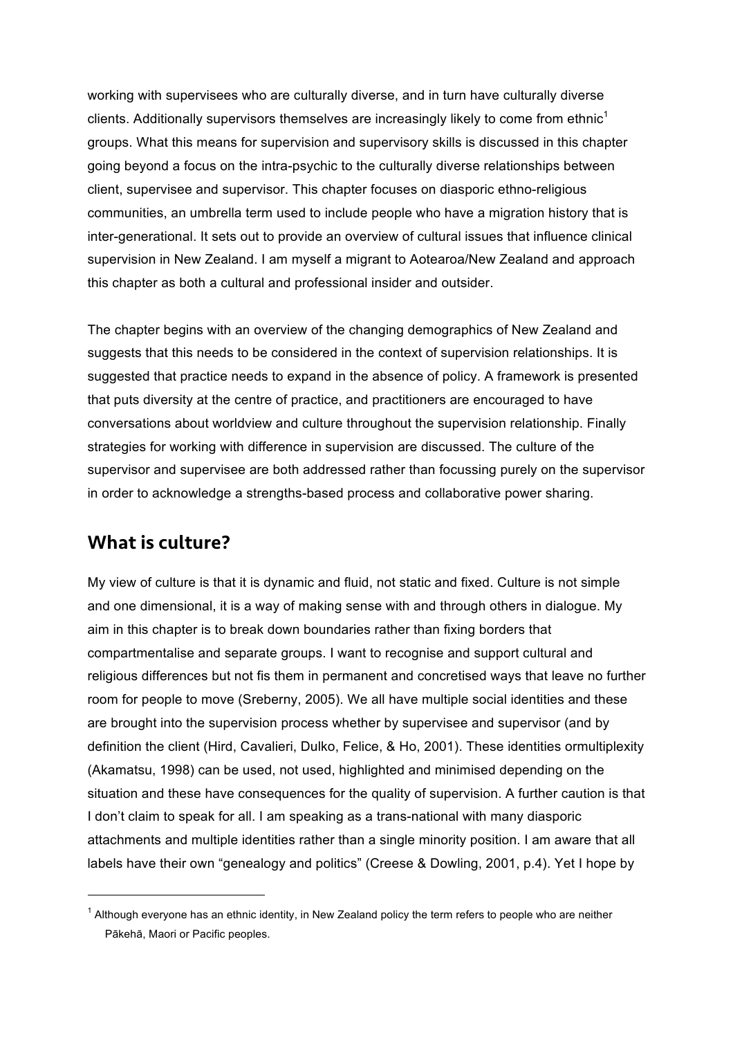working with supervisees who are culturally diverse, and in turn have culturally diverse clients. Additionally supervisors themselves are increasingly likely to come from ethnic[1] groups. What this means for supervision and supervisory skills is discussed in this chapter going beyond a focus on the intra-psychic to the culturally diverse relationships between client, supervisee and supervisor. This chapter focuses on diasporic ethno-religious communities, an umbrella term used to include people who have a migration history that is inter-generational. It sets out to provide an overview of cultural issues that influence clinical supervision in New Zealand. I am myself a migrant to Aotearoa/New Zealand and approach this chapter as both a cultural and professional insider and outsider.

The chapter begins with an overview of the changing demographics of New Zealand and suggests that this needs to be considered in the context of supervision relationships. It is suggested that practice needs to expand in the absence of policy. A framework is presented that puts diversity at the centre of practice, and practitioners are encouraged to have conversations about worldview and culture throughout the supervision relationship. Finally strategies for working with difference in supervision are discussed. The culture of the supervisor and supervisee are both addressed rather than focussing purely on the supervisor in order to acknowledge a strengths-based process and collaborative power sharing.

## What is culture?

My view of culture is that it is dynamic and fluid, not static and fixed. Culture is not simple and one dimensional, it is a way of making sense with and through others in dialogue. My aim in this chapter is to break down boundaries rather than fixing borders that compartmentalise and separate groups. I want to recognise and support cultural and religious differences but not fis them in permanent and concretised ways that leave no further room for people to move (Sreberny, 2005). We all have multiple social identities and these are brought into the supervision process whether by supervisee and supervisor (and by definition the client (Hird, Cavalieri, Dulko, Felice, & Ho, 2001). These identities ormultiplexity (Akamatsu, 1998) can be used, not used, highlighted and minimised depending on the situation and these have consequences for the quality of supervision. A further caution is that I don't claim to speak for all. I am speaking as a trans-national with many diasporic attachments and multiple identities rather than a single minority position. I am aware that all labels have their own "genealogy and politics" (Creese & Dowling, 2001, p.4). Yet I hope by

[1] Although everyone has an ethnic identity, in New Zealand policy the term refers to people who are neither Pākehā, Maori or Pacific peoples.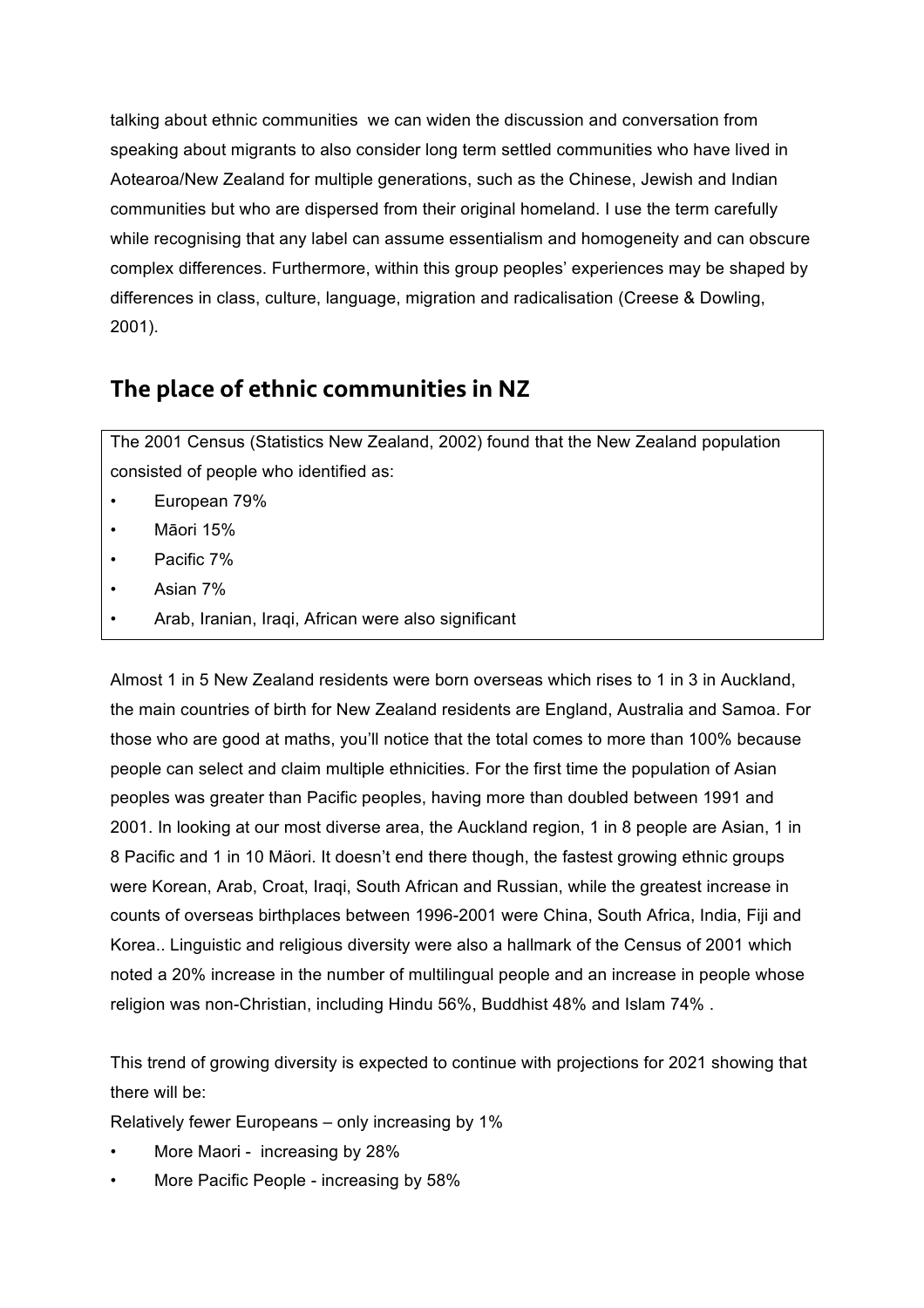talking about ethnic communities  we can widen the discussion and conversation from speaking about migrants to also consider long term settled communities who have lived in Aotearoa/New Zealand for multiple generations, such as the Chinese, Jewish and Indian communities but who are dispersed from their original homeland. I use the term carefully while recognising that any label can assume essentialism and homogeneity and can obscure complex differences. Furthermore, within this group peoples' experiences may be shaped by differences in class, culture, language, migration and radicalisation (Creese & Dowling, 2001).

## The place of ethnic communities in NZ

The 2001 Census (Statistics New Zealand, 2002) found that the New Zealand population consisted of people who identified as:

- European 79%
- Māori 15%
- Pacific 7%
- Asian 7%
- Arab, Iranian, Iraqi, African were also significant

Almost 1 in 5 New Zealand residents were born overseas which rises to 1 in 3 in Auckland, the main countries of birth for New Zealand residents are England, Australia and Samoa. For those who are good at maths, you'll notice that the total comes to more than 100% because people can select and claim multiple ethnicities. For the first time the population of Asian peoples was greater than Pacific peoples, having more than doubled between 1991 and 2001. In looking at our most diverse area, the Auckland region, 1 in 8 people are Asian, 1 in 8 Pacific and 1 in 10 Mäori. It doesn't end there though, the fastest growing ethnic groups were Korean, Arab, Croat, Iraqi, South African and Russian, while the greatest increase in counts of overseas birthplaces between 1996-2001 were China, South Africa, India, Fiji and Korea.. Linguistic and religious diversity were also a hallmark of the Census of 2001 which noted a 20% increase in the number of multilingual people and an increase in people whose religion was non-Christian, including Hindu 56%, Buddhist 48% and Islam 74% .

This trend of growing diversity is expected to continue with projections for 2021 showing that there will be:

Relatively fewer Europeans – only increasing by 1%

- More Maori -  increasing by 28%
- More Pacific People - increasing by 58%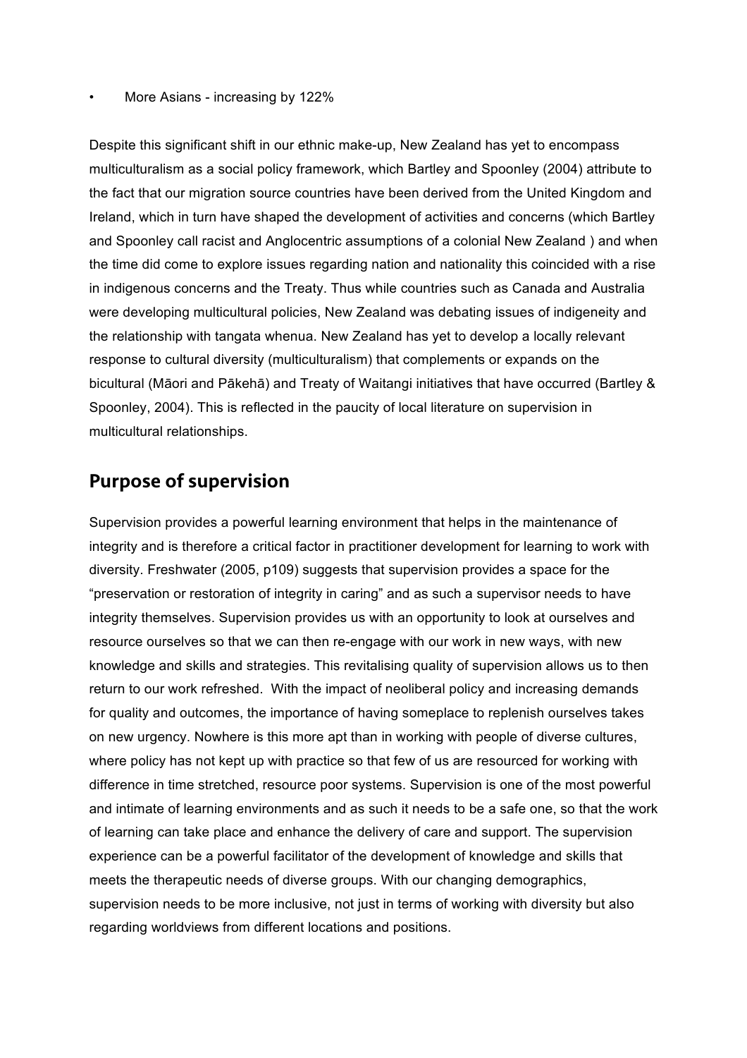- More Asians - increasing by 122%

Despite this significant shift in our ethnic make-up, New Zealand has yet to encompass multiculturalism as a social policy framework, which Bartley and Spoonley (2004) attribute to the fact that our migration source countries have been derived from the United Kingdom and Ireland, which in turn have shaped the development of activities and concerns (which Bartley and Spoonley call racist and Anglocentric assumptions of a colonial New Zealand ) and when the time did come to explore issues regarding nation and nationality this coincided with a rise in indigenous concerns and the Treaty. Thus while countries such as Canada and Australia were developing multicultural policies, New Zealand was debating issues of indigeneity and the relationship with tangata whenua. New Zealand has yet to develop a locally relevant response to cultural diversity (multiculturalism) that complements or expands on the bicultural (Māori and Pākehā) and Treaty of Waitangi initiatives that have occurred (Bartley & Spoonley, 2004). This is reflected in the paucity of local literature on supervision in multicultural relationships.

## Purpose of supervision

Supervision provides a powerful learning environment that helps in the maintenance of integrity and is therefore a critical factor in practitioner development for learning to work with diversity. Freshwater (2005, p109) suggests that supervision provides a space for the "preservation or restoration of integrity in caring" and as such a supervisor needs to have integrity themselves. Supervision provides us with an opportunity to look at ourselves and resource ourselves so that we can then re-engage with our work in new ways, with new knowledge and skills and strategies. This revitalising quality of supervision allows us to then return to our work refreshed. With the impact of neoliberal policy and increasing demands for quality and outcomes, the importance of having someplace to replenish ourselves takes on new urgency. Nowhere is this more apt than in working with people of diverse cultures, where policy has not kept up with practice so that few of us are resourced for working with difference in time stretched, resource poor systems. Supervision is one of the most powerful and intimate of learning environments and as such it needs to be a safe one, so that the work of learning can take place and enhance the delivery of care and support. The supervision experience can be a powerful facilitator of the development of knowledge and skills that meets the therapeutic needs of diverse groups. With our changing demographics, supervision needs to be more inclusive, not just in terms of working with diversity but also regarding worldviews from different locations and positions.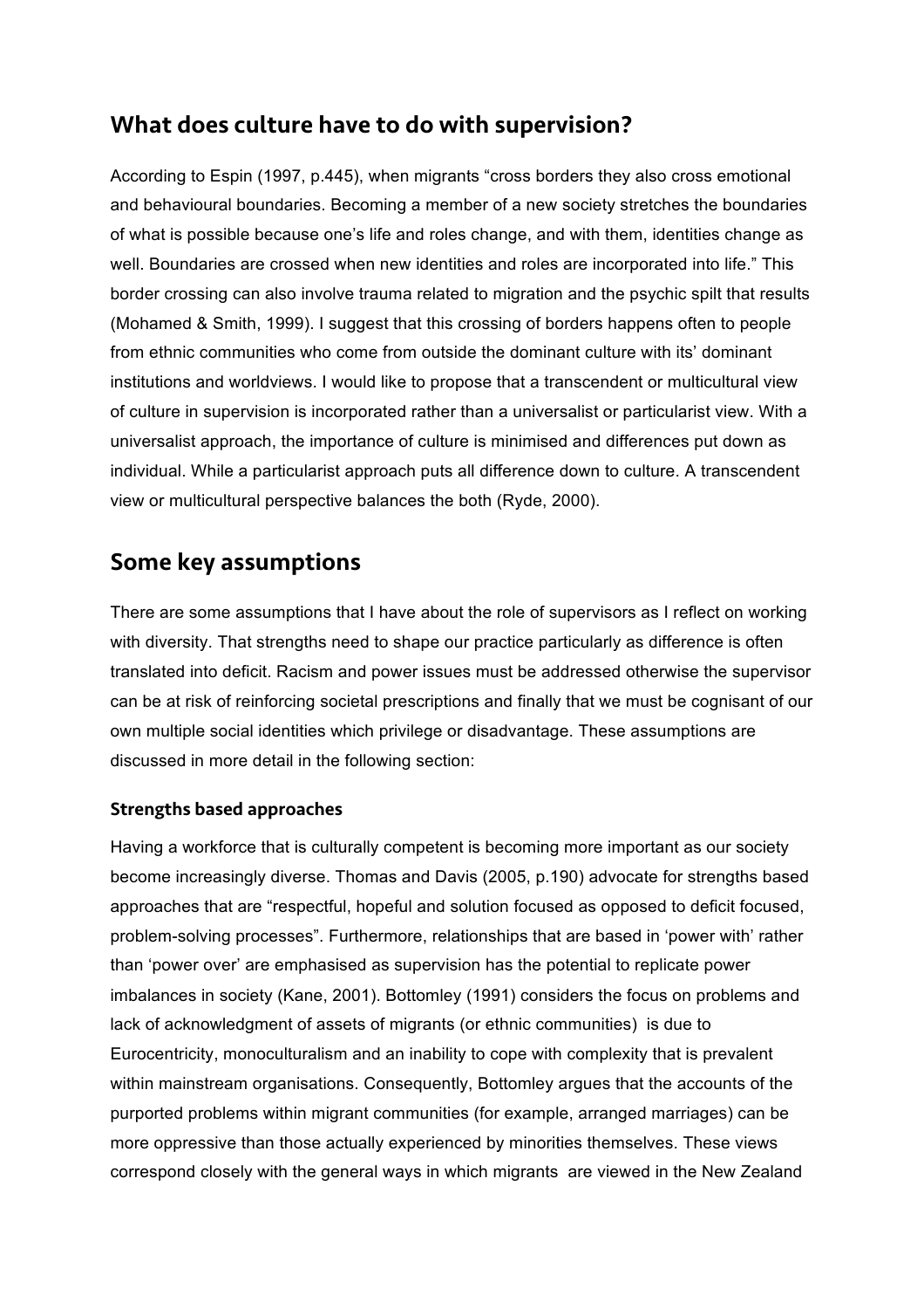## What does culture have to do with supervision?

According to Espin (1997, p.445), when migrants "cross borders they also cross emotional and behavioural boundaries. Becoming a member of a new society stretches the boundaries of what is possible because one's life and roles change, and with them, identities change as well. Boundaries are crossed when new identities and roles are incorporated into life." This border crossing can also involve trauma related to migration and the psychic spilt that results (Mohamed & Smith, 1999). I suggest that this crossing of borders happens often to people from ethnic communities who come from outside the dominant culture with its' dominant institutions and worldviews. I would like to propose that a transcendent or multicultural view of culture in supervision is incorporated rather than a universalist or particularist view. With a universalist approach, the importance of culture is minimised and differences put down as individual. While a particularist approach puts all difference down to culture. A transcendent view or multicultural perspective balances the both (Ryde, 2000).

## Some key assumptions

There are some assumptions that I have about the role of supervisors as I reflect on working with diversity. That strengths need to shape our practice particularly as difference is often translated into deficit. Racism and power issues must be addressed otherwise the supervisor can be at risk of reinforcing societal prescriptions and finally that we must be cognisant of our own multiple social identities which privilege or disadvantage. These assumptions are discussed in more detail in the following section:

### Strengths based approaches

Having a workforce that is culturally competent is becoming more important as our society become increasingly diverse. Thomas and Davis (2005, p.190) advocate for strengths based approaches that are "respectful, hopeful and solution focused as opposed to deficit focused, problem-solving processes". Furthermore, relationships that are based in 'power with' rather than 'power over' are emphasised as supervision has the potential to replicate power imbalances in society (Kane, 2001). Bottomley (1991) considers the focus on problems and lack of acknowledgment of assets of migrants (or ethnic communities) is due to Eurocentricity, monoculturalism and an inability to cope with complexity that is prevalent within mainstream organisations. Consequently, Bottomley argues that the accounts of the purported problems within migrant communities (for example, arranged marriages) can be more oppressive than those actually experienced by minorities themselves. These views correspond closely with the general ways in which migrants are viewed in the New Zealand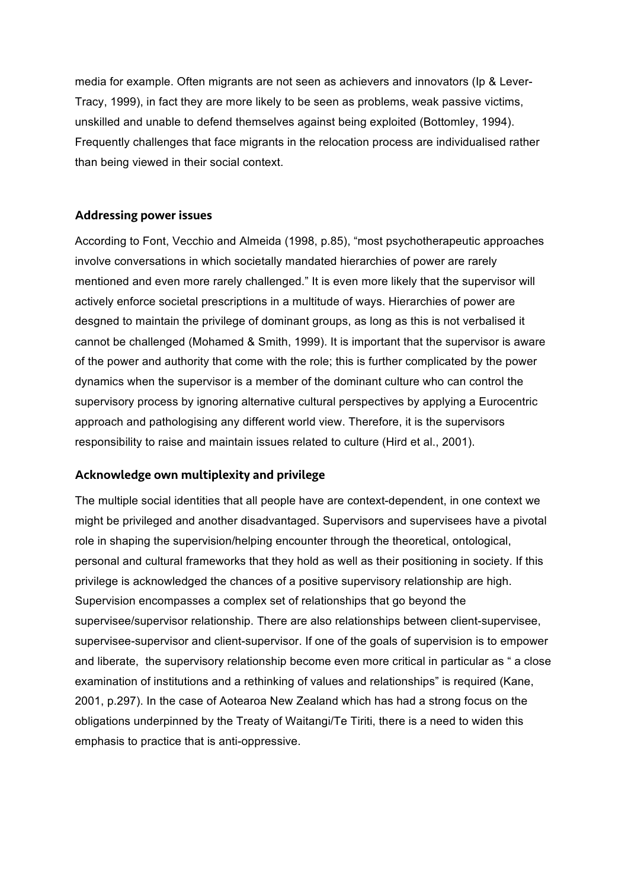media for example. Often migrants are not seen as achievers and innovators (Ip & Lever-Tracy, 1999), in fact they are more likely to be seen as problems, weak passive victims, unskilled and unable to defend themselves against being exploited (Bottomley, 1994). Frequently challenges that face migrants in the relocation process are individualised rather than being viewed in their social context.

## Addressing power issues

According to Font, Vecchio and Almeida (1998, p.85), “most psychotherapeutic approaches involve conversations in which societally mandated hierarchies of power are rarely mentioned and even more rarely challenged.” It is even more likely that the supervisor will actively enforce societal prescriptions in a multitude of ways. Hierarchies of power are desgned to maintain the privilege of dominant groups, as long as this is not verbalised it cannot be challenged (Mohamed & Smith, 1999). It is important that the supervisor is aware of the power and authority that come with the role; this is further complicated by the power dynamics when the supervisor is a member of the dominant culture who can control the supervisory process by ignoring alternative cultural perspectives by applying a Eurocentric approach and pathologising any different world view. Therefore, it is the supervisors responsibility to raise and maintain issues related to culture (Hird et al., 2001).

## Acknowledge own multiplexity and privilege

The multiple social identities that all people have are context-dependent, in one context we might be privileged and another disadvantaged. Supervisors and supervisees have a pivotal role in shaping the supervision/helping encounter through the theoretical, ontological, personal and cultural frameworks that they hold as well as their positioning in society. If this privilege is acknowledged the chances of a positive supervisory relationship are high. Supervision encompasses a complex set of relationships that go beyond the supervisee/supervisor relationship. There are also relationships between client-supervisee, supervisee-supervisor and client-supervisor. If one of the goals of supervision is to empower and liberate, the supervisory relationship become even more critical in particular as “ a close examination of institutions and a rethinking of values and relationships” is required (Kane, 2001, p.297). In the case of Aotearoa New Zealand which has had a strong focus on the obligations underpinned by the Treaty of Waitangi/Te Tiriti, there is a need to widen this emphasis to practice that is anti-oppressive.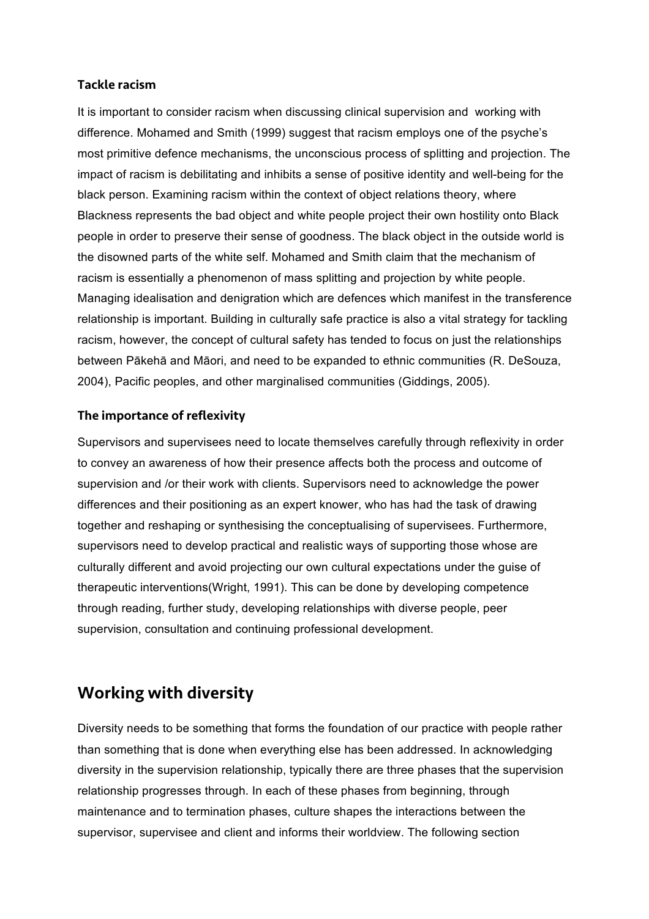### Tackle racism

It is important to consider racism when discussing clinical supervision and working with difference. Mohamed and Smith (1999) suggest that racism employs one of the psyche's most primitive defence mechanisms, the unconscious process of splitting and projection. The impact of racism is debilitating and inhibits a sense of positive identity and well-being for the black person. Examining racism within the context of object relations theory, where Blackness represents the bad object and white people project their own hostility onto Black people in order to preserve their sense of goodness. The black object in the outside world is the disowned parts of the white self. Mohamed and Smith claim that the mechanism of racism is essentially a phenomenon of mass splitting and projection by white people. Managing idealisation and denigration which are defences which manifest in the transference relationship is important. Building in culturally safe practice is also a vital strategy for tackling racism, however, the concept of cultural safety has tended to focus on just the relationships between Pākehā and Māori, and need to be expanded to ethnic communities (R. DeSouza, 2004), Pacific peoples, and other marginalised communities (Giddings, 2005).

### The importance of reflexivity

Supervisors and supervisees need to locate themselves carefully through reflexivity in order to convey an awareness of how their presence affects both the process and outcome of supervision and /or their work with clients. Supervisors need to acknowledge the power differences and their positioning as an expert knower, who has had the task of drawing together and reshaping or synthesising the conceptualising of supervisees. Furthermore, supervisors need to develop practical and realistic ways of supporting those whose are culturally different and avoid projecting our own cultural expectations under the guise of therapeutic interventions(Wright, 1991). This can be done by developing competence through reading, further study, developing relationships with diverse people, peer supervision, consultation and continuing professional development.

## Working with diversity

Diversity needs to be something that forms the foundation of our practice with people rather than something that is done when everything else has been addressed. In acknowledging diversity in the supervision relationship, typically there are three phases that the supervision relationship progresses through. In each of these phases from beginning, through maintenance and to termination phases, culture shapes the interactions between the supervisor, supervisee and client and informs their worldview. The following section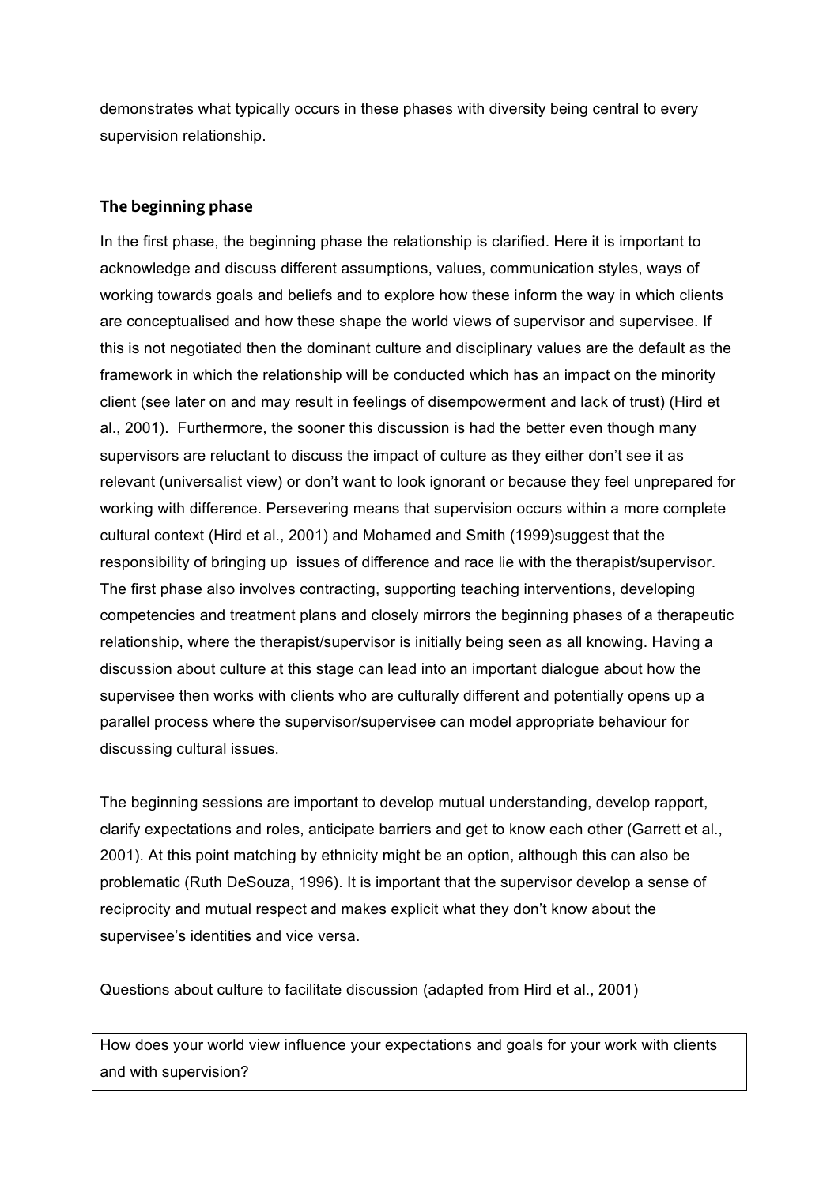demonstrates what typically occurs in these phases with diversity being central to every supervision relationship.

### The beginning phase

In the first phase, the beginning phase the relationship is clarified. Here it is important to acknowledge and discuss different assumptions, values, communication styles, ways of working towards goals and beliefs and to explore how these inform the way in which clients are conceptualised and how these shape the world views of supervisor and supervisee. If this is not negotiated then the dominant culture and disciplinary values are the default as the framework in which the relationship will be conducted which has an impact on the minority client (see later on and may result in feelings of disempowerment and lack of trust) (Hird et al., 2001). Furthermore, the sooner this discussion is had the better even though many supervisors are reluctant to discuss the impact of culture as they either don't see it as relevant (universalist view) or don't want to look ignorant or because they feel unprepared for working with difference. Persevering means that supervision occurs within a more complete cultural context (Hird et al., 2001) and Mohamed and Smith (1999)suggest that the responsibility of bringing up issues of difference and race lie with the therapist/supervisor. The first phase also involves contracting, supporting teaching interventions, developing competencies and treatment plans and closely mirrors the beginning phases of a therapeutic relationship, where the therapist/supervisor is initially being seen as all knowing. Having a discussion about culture at this stage can lead into an important dialogue about how the supervisee then works with clients who are culturally different and potentially opens up a parallel process where the supervisor/supervisee can model appropriate behaviour for discussing cultural issues.

The beginning sessions are important to develop mutual understanding, develop rapport, clarify expectations and roles, anticipate barriers and get to know each other (Garrett et al., 2001). At this point matching by ethnicity might be an option, although this can also be problematic (Ruth DeSouza, 1996). It is important that the supervisor develop a sense of reciprocity and mutual respect and makes explicit what they don't know about the supervisee's identities and vice versa.

Questions about culture to facilitate discussion (adapted from Hird et al., 2001)

| How does your world view influence your expectations and goals for your work with clients and with supervision? |
|---|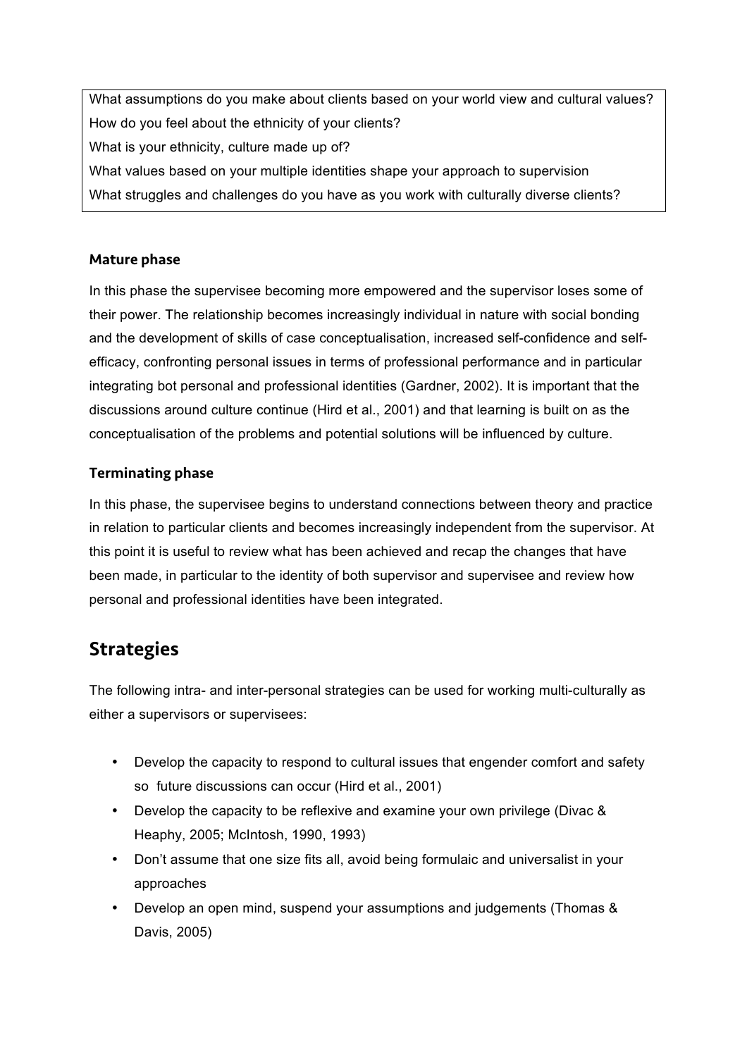What assumptions do you make about clients based on your world view and cultural values?
How do you feel about the ethnicity of your clients?
What is your ethnicity, culture made up of?
What values based on your multiple identities shape your approach to supervision
What struggles and challenges do you have as you work with culturally diverse clients?

### Mature phase

In this phase the supervisee becoming more empowered and the supervisor loses some of their power. The relationship becomes increasingly individual in nature with social bonding and the development of skills of case conceptualisation, increased self-confidence and self-efficacy, confronting personal issues in terms of professional performance and in particular integrating bot personal and professional identities (Gardner, 2002). It is important that the discussions around culture continue (Hird et al., 2001) and that learning is built on as the conceptualisation of the problems and potential solutions will be influenced by culture.

### Terminating phase

In this phase, the supervisee begins to understand connections between theory and practice in relation to particular clients and becomes increasingly independent from the supervisor. At this point it is useful to review what has been achieved and recap the changes that have been made, in particular to the identity of both supervisor and supervisee and review how personal and professional identities have been integrated.

## Strategies

The following intra- and inter-personal strategies can be used for working multi-culturally as either a supervisors or supervisees:

- Develop the capacity to respond to cultural issues that engender comfort and safety so future discussions can occur (Hird et al., 2001)
- Develop the capacity to be reflexive and examine your own privilege (Divac & Heaphy, 2005; McIntosh, 1990, 1993)
- Don't assume that one size fits all, avoid being formulaic and universalist in your approaches
- Develop an open mind, suspend your assumptions and judgements (Thomas & Davis, 2005)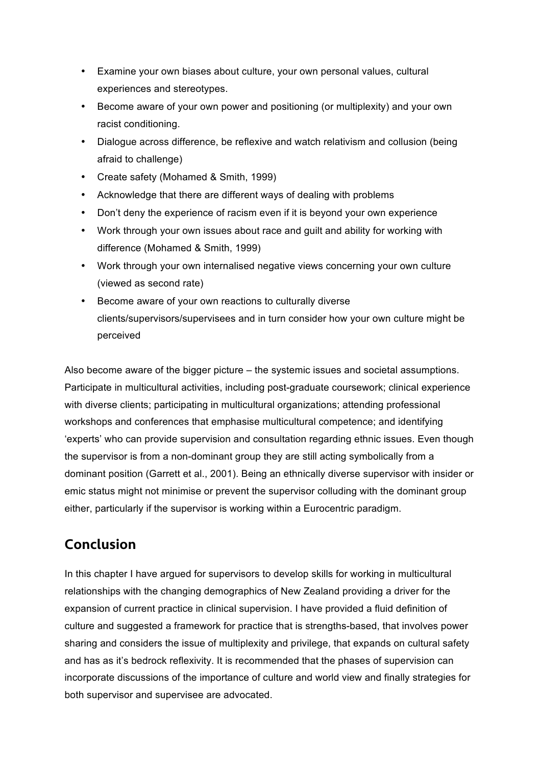- Examine your own biases about culture, your own personal values, cultural experiences and stereotypes.
- Become aware of your own power and positioning (or multiplexity) and your own racist conditioning.
- Dialogue across difference, be reflexive and watch relativism and collusion (being afraid to challenge)
- Create safety (Mohamed & Smith, 1999)
- Acknowledge that there are different ways of dealing with problems
- Don't deny the experience of racism even if it is beyond your own experience
- Work through your own issues about race and guilt and ability for working with difference (Mohamed & Smith, 1999)
- Work through your own internalised negative views concerning your own culture (viewed as second rate)
- Become aware of your own reactions to culturally diverse clients/supervisors/supervisees and in turn consider how your own culture might be perceived

Also become aware of the bigger picture – the systemic issues and societal assumptions. Participate in multicultural activities, including post-graduate coursework; clinical experience with diverse clients; participating in multicultural organizations; attending professional workshops and conferences that emphasise multicultural competence; and identifying 'experts' who can provide supervision and consultation regarding ethnic issues. Even though the supervisor is from a non-dominant group they are still acting symbolically from a dominant position (Garrett et al., 2001). Being an ethnically diverse supervisor with insider or emic status might not minimise or prevent the supervisor colluding with the dominant group either, particularly if the supervisor is working within a Eurocentric paradigm.

## Conclusion

In this chapter I have argued for supervisors to develop skills for working in multicultural relationships with the changing demographics of New Zealand providing a driver for the expansion of current practice in clinical supervision. I have provided a fluid definition of culture and suggested a framework for practice that is strengths-based, that involves power sharing and considers the issue of multiplexity and privilege, that expands on cultural safety and has as it's bedrock reflexivity. It is recommended that the phases of supervision can incorporate discussions of the importance of culture and world view and finally strategies for both supervisor and supervisee are advocated.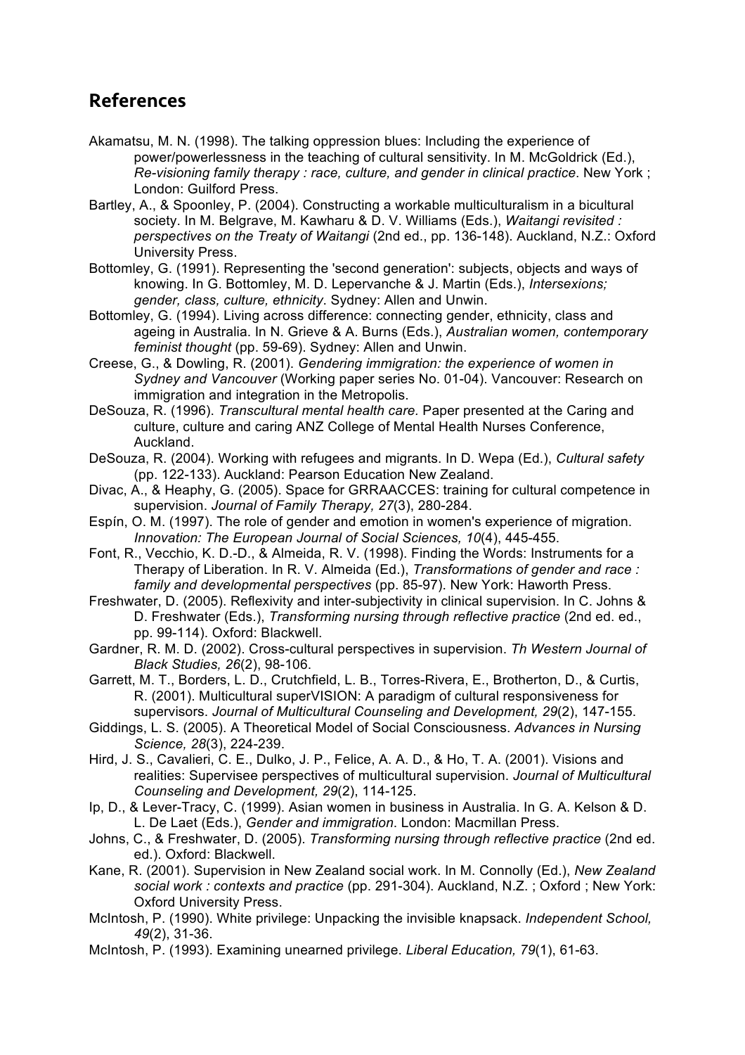## References

Akamatsu, M. N. (1998). The talking oppression blues: Including the experience of power/powerlessness in the teaching of cultural sensitivity. In M. McGoldrick (Ed.), *Re-visioning family therapy : race, culture, and gender in clinical practice*. New York ; London: Guilford Press.

Bartley, A., & Spoonley, P. (2004). Constructing a workable multiculturalism in a bicultural society. In M. Belgrave, M. Kawharu & D. V. Williams (Eds.), *Waitangi revisited : perspectives on the Treaty of Waitangi* (2nd ed., pp. 136-148). Auckland, N.Z.: Oxford University Press.

Bottomley, G. (1991). Representing the 'second generation': subjects, objects and ways of knowing. In G. Bottomley, M. D. Lepervanche & J. Martin (Eds.), *Intersexions; gender, class, culture, ethnicity*. Sydney: Allen and Unwin.

Bottomley, G. (1994). Living across difference: connecting gender, ethnicity, class and ageing in Australia. In N. Grieve & A. Burns (Eds.), *Australian women, contemporary feminist thought* (pp. 59-69). Sydney: Allen and Unwin.

Creese, G., & Dowling, R. (2001). *Gendering immigration: the experience of women in Sydney and Vancouver* (Working paper series No. 01-04). Vancouver: Research on immigration and integration in the Metropolis.

DeSouza, R. (1996). *Transcultural mental health care.* Paper presented at the Caring and culture, culture and caring ANZ College of Mental Health Nurses Conference, Auckland.

DeSouza, R. (2004). Working with refugees and migrants. In D. Wepa (Ed.), *Cultural safety* (pp. 122-133). Auckland: Pearson Education New Zealand.

Divac, A., & Heaphy, G. (2005). Space for GRRAACCES: training for cultural competence in supervision. *Journal of Family Therapy, 27*(3), 280-284.

Espín, O. M. (1997). The role of gender and emotion in women's experience of migration. *Innovation: The European Journal of Social Sciences, 10*(4), 445-455.

Font, R., Vecchio, K. D.-D., & Almeida, R. V. (1998). Finding the Words: Instruments for a Therapy of Liberation. In R. V. Almeida (Ed.), *Transformations of gender and race : family and developmental perspectives* (pp. 85-97). New York: Haworth Press.

Freshwater, D. (2005). Reflexivity and inter-subjectivity in clinical supervision. In C. Johns & D. Freshwater (Eds.), *Transforming nursing through reflective practice* (2nd ed. ed., pp. 99-114). Oxford: Blackwell.

Gardner, R. M. D. (2002). Cross-cultural perspectives in supervision. *Th Western Journal of Black Studies, 26*(2), 98-106.

Garrett, M. T., Borders, L. D., Crutchfield, L. B., Torres-Rivera, E., Brotherton, D., & Curtis, R. (2001). Multicultural superVISION: A paradigm of cultural responsiveness for supervisors. *Journal of Multicultural Counseling and Development, 29*(2), 147-155.

Giddings, L. S. (2005). A Theoretical Model of Social Consciousness. *Advances in Nursing Science, 28*(3), 224-239.

Hird, J. S., Cavalieri, C. E., Dulko, J. P., Felice, A. A. D., & Ho, T. A. (2001). Visions and realities: Supervisee perspectives of multicultural supervision. *Journal of Multicultural Counseling and Development, 29*(2), 114-125.

Ip, D., & Lever-Tracy, C. (1999). Asian women in business in Australia. In G. A. Kelson & D. L. De Laet (Eds.), *Gender and immigration*. London: Macmillan Press.

Johns, C., & Freshwater, D. (2005). *Transforming nursing through reflective practice* (2nd ed. ed.). Oxford: Blackwell.

Kane, R. (2001). Supervision in New Zealand social work. In M. Connolly (Ed.), *New Zealand social work : contexts and practice* (pp. 291-304). Auckland, N.Z. ; Oxford ; New York: Oxford University Press.

McIntosh, P. (1990). White privilege: Unpacking the invisible knapsack. *Independent School, 49*(2), 31-36.

McIntosh, P. (1993). Examining unearned privilege. *Liberal Education, 79*(1), 61-63.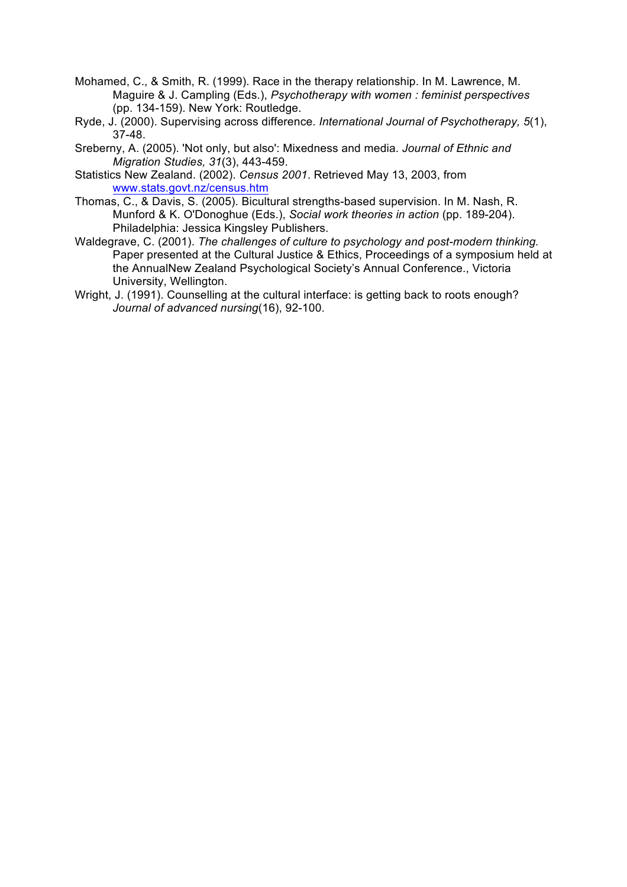Mohamed, C., & Smith, R. (1999). Race in the therapy relationship. In M. Lawrence, M. Maguire & J. Campling (Eds.), *Psychotherapy with women : feminist perspectives* (pp. 134-159). New York: Routledge.

Ryde, J. (2000). Supervising across difference. *International Journal of Psychotherapy, 5*(1), 37-48.

Sreberny, A. (2005). 'Not only, but also': Mixedness and media. *Journal of Ethnic and Migration Studies, 31*(3), 443-459.

Statistics New Zealand. (2002). *Census 2001*. Retrieved May 13, 2003, from www.stats.govt.nz/census.htm

Thomas, C., & Davis, S. (2005). Bicultural strengths-based supervision. In M. Nash, R. Munford & K. O'Donoghue (Eds.), *Social work theories in action* (pp. 189-204). Philadelphia: Jessica Kingsley Publishers.

Waldegrave, C. (2001). *The challenges of culture to psychology and post-modern thinking.* Paper presented at the Cultural Justice & Ethics, Proceedings of a symposium held at the AnnualNew Zealand Psychological Society's Annual Conference., Victoria University, Wellington.

Wright, J. (1991). Counselling at the cultural interface: is getting back to roots enough? *Journal of advanced nursing*(16), 92-100.